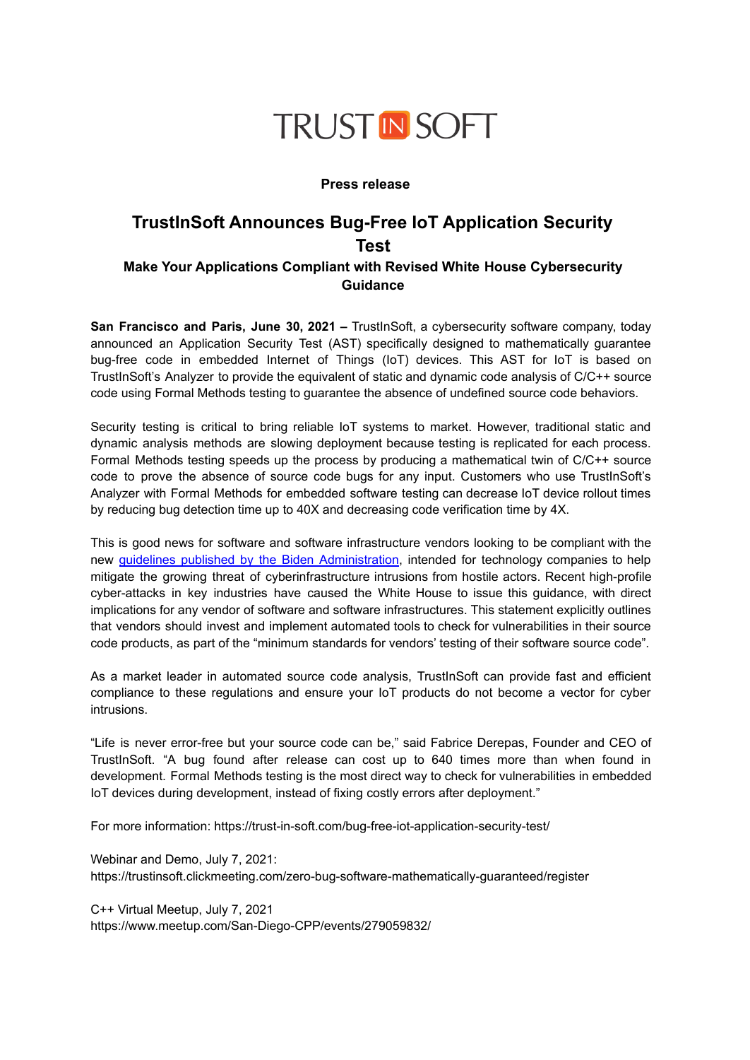TRUST IN SOFT

**Press release**

# TrustInSoft Announces Bug-Free IoT Application Security Test

### Make Your Applications Compliant with Revised White House Cybersecurity Guidance

**San Francisco and Paris, June 30, 2021 –** TrustInSoft, a cybersecurity software company, today announced an Application Security Test (AST) specifically designed to mathematically guarantee bug-free code in embedded Internet of Things (IoT) devices. This AST for IoT is based on TrustInSoft's Analyzer to provide the equivalent of static and dynamic code analysis of C/C++ source code using Formal Methods testing to guarantee the absence of undefined source code behaviors.

Security testing is critical to bring reliable IoT systems to market. However, traditional static and dynamic analysis methods are slowing deployment because testing is replicated for each process. Formal Methods testing speeds up the process by producing a mathematical twin of C/C++ source code to prove the absence of source code bugs for any input. Customers who use TrustInSoft's Analyzer with Formal Methods for embedded software testing can decrease IoT device rollout times by reducing bug detection time up to 40X and decreasing code verification time by 4X.

This is good news for software and software infrastructure vendors looking to be compliant with the new guidelines published by the Biden Administration, intended for technology companies to help mitigate the growing threat of cyberinfrastructure intrusions from hostile actors. Recent high-profile cyber-attacks in key industries have caused the White House to issue this guidance, with direct implications for any vendor of software and software infrastructures. This statement explicitly outlines that vendors should invest and implement automated tools to check for vulnerabilities in their source code products, as part of the "minimum standards for vendors' testing of their software source code".

As a market leader in automated source code analysis, TrustInSoft can provide fast and efficient compliance to these regulations and ensure your IoT products do not become a vector for cyber intrusions.

"Life is never error-free but your source code can be," said Fabrice Derepas, Founder and CEO of TrustInSoft. "A bug found after release can cost up to 640 times more than when found in development. Formal Methods testing is the most direct way to check for vulnerabilities in embedded IoT devices during development, instead of fixing costly errors after deployment."

For more information: https://trust-in-soft.com/bug-free-iot-application-security-test/

Webinar and Demo, July 7, 2021:
https://trustinsoft.clickmeeting.com/zero-bug-software-mathematically-guaranteed/register

C++ Virtual Meetup, July 7, 2021
https://www.meetup.com/San-Diego-CPP/events/279059832/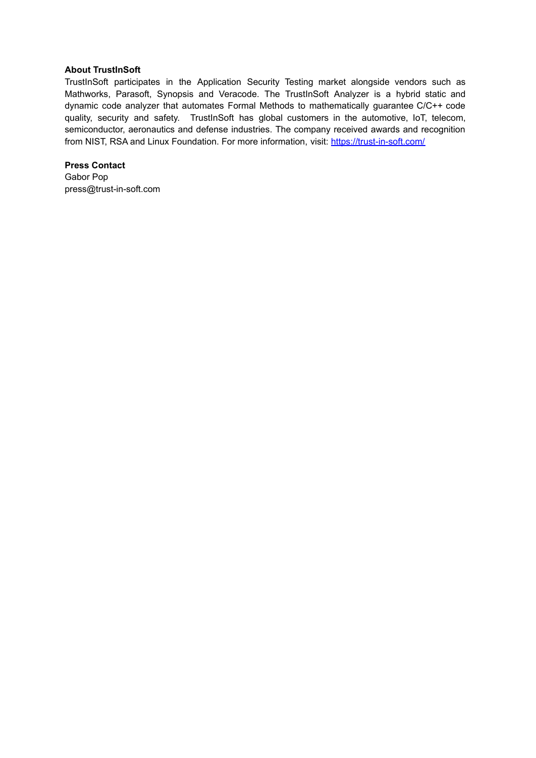**About TrustInSoft**

TrustInSoft participates in the Application Security Testing market alongside vendors such as Mathworks, Parasoft, Synopsis and Veracode. The TrustInSoft Analyzer is a hybrid static and dynamic code analyzer that automates Formal Methods to mathematically guarantee C/C++ code quality, security and safety. TrustInSoft has global customers in the automotive, IoT, telecom, semiconductor, aeronautics and defense industries. The company received awards and recognition from NIST, RSA and Linux Foundation. For more information, visit: [https://trust-in-soft.com/](https://trust-in-soft.com/)

**Press Contact**

Gabor Pop
press@trust-in-soft.com